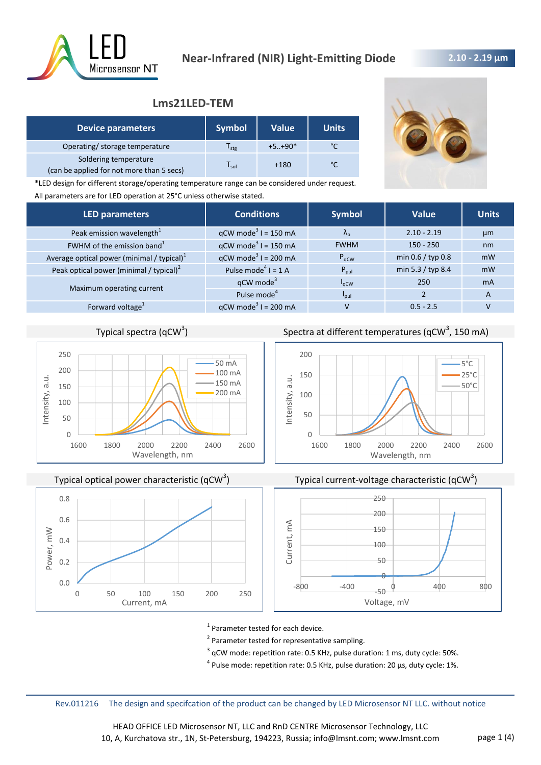# Near-Infrared (NIR) Light-Emitting Diode

**2.10 - 2.19 µm**

## Lms21LED-TEM

| Device parameters | Symbol | Value | Units |
|---|---|---|---|
| Operating/ storage temperature | $T_{stg}$ | +5..+90* | °C |
| Soldering temperature (can be applied for not more than 5 secs) | $T_{sol}$ | +180 | °C |

*LED design for different storage/operating temperature range can be considered under request.

All parameters are for LED operation at 25°C unless otherwise stated.

| LED parameters | Conditions | Symbol | Value | Units |
|---|---|---|---|---|
| Peak emission wavelength[1] | qCW mode[3] I = 150 mA | $\lambda_p$ | 2.10 - 2.19 | µm |
| FWHM of the emission band[1] | qCW mode[3] I = 150 mA | FWHM | 150 - 250 | nm |
| Average optical power (minimal / typical)[1] | qCW mode[3] I = 200 mA | $P_{qCW}$ | min 0.6 / typ 0.8 | mW |
| Peak optical power (minimal / typical)[2] | Pulse mode[4] I = 1 A | $P_{pul}$ | min 5.3 / typ 8.4 | mW |
| Maximum operating current | qCW mode[3] | $I_{qCW}$ | 250 | mA |
| | Pulse mode[4] | $I_{pul}$ | 2 | A |
| Forward voltage[1] | qCW mode[3] I = 200 mA | V | 0.5 - 2.5 | V |

Typical spectra (qCW[3])

Spectra at different temperatures (qCW[3], 150 mA)

Typical optical power characteristic (qCW[3])

Typical current-voltage characteristic (qCW[3])

[1] Parameter tested for each device.

[2] Parameter tested for representative sampling.

[3] qCW mode: repetition rate: 0.5 KHz, pulse duration: 1 ms, duty cycle: 50%.

[4] Pulse mode: repetition rate: 0.5 KHz, pulse duration: 20 µs, duty cycle: 1%.

Rev.011216 The design and specifcation of the product can be changed by LED Microsensor NT LLC. without notice

HEAD OFFICE LED Microsensor NT, LLC and RnD CENTRE Microsensor Technology, LLC
10, A, Kurchatova str., 1N, St-Petersburg, 194223, Russia; info@lmsnt.com; www.lmsnt.com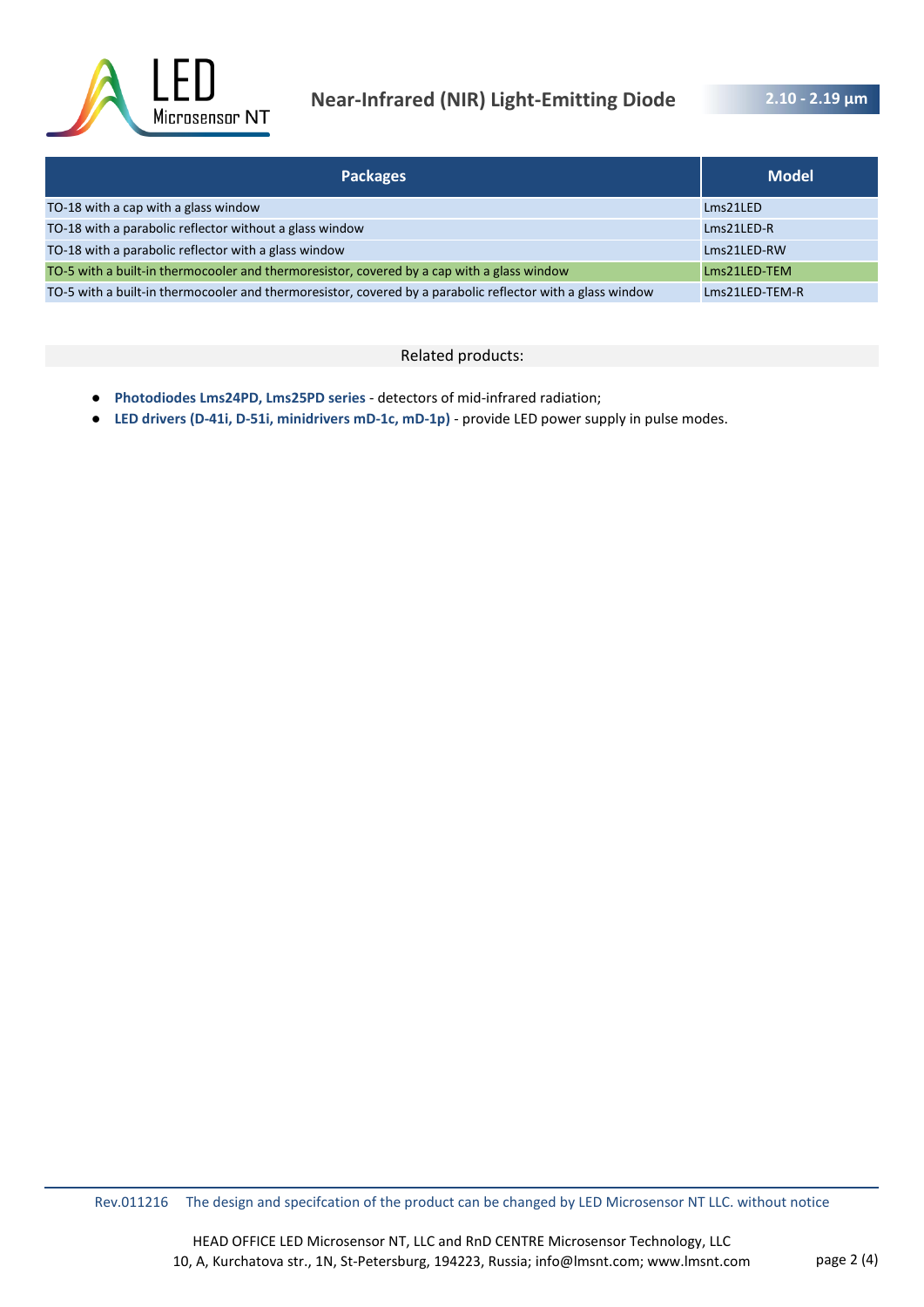| Packages | Model |
| --- | --- |
| TO-18 with a cap with a glass window | Lms21LED |
| TO-18 with a parabolic reflector without a glass window | Lms21LED-R |
| TO-18 with a parabolic reflector with a glass window | Lms21LED-RW |
| TO-5 with a built-in thermocooler and thermoresistor, covered by a cap with a glass window | Lms21LED-TEM |
| TO-5 with a built-in thermocooler and thermoresistor, covered by a parabolic reflector with a glass window | Lms21LED-TEM-R |

Related products:

- **Photodiodes Lms24PD, Lms25PD series** - detectors of mid-infrared radiation;
- **LED drivers (D-41i, D-51i, minidrivers mD-1c, mD-1p)** - provide LED power supply in pulse modes.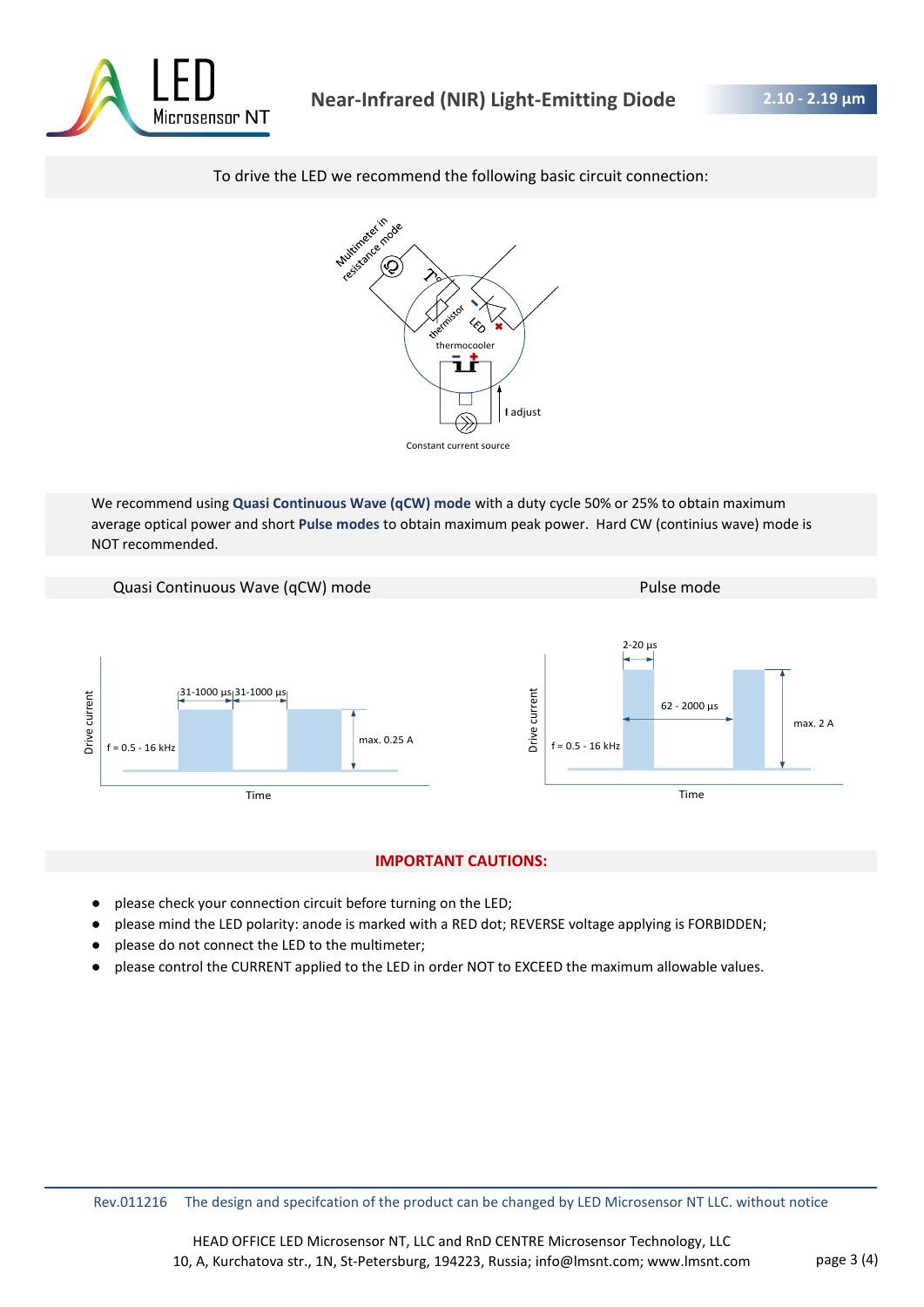To drive the LED we recommend the following basic circuit connection:

Multimeter in resistance mode

$T^o$

thermistor

LED

thermocooler

I adjust

Constant current source

We recommend using **Quasi Continuous Wave (qCW) mode** with a duty cycle 50% or 25% to obtain maximum average optical power and short **Pulse modes** to obtain maximum peak power. Hard CW (continius wave) mode is NOT recommended.

Quasi Continuous Wave (qCW) mode

Drive current

f = 0.5 - 16 kHz

31-1000 µs | 31-1000 µs

max. 0.25 A

Time

Pulse mode

Drive current

f = 0.5 - 16 kHz

2-20 µs

62 - 2000 µs

max. 2 A

Time

## IMPORTANT CAUTIONS:

- please check your connection circuit before turning on the LED;
- please mind the LED polarity: anode is marked with a RED dot; REVERSE voltage applying is FORBIDDEN;
- please do not connect the LED to the multimeter;
- please control the CURRENT applied to the LED in order NOT to EXCEED the maximum allowable values.

Rev.011216 The design and specifcation of the product can be changed by LED Microsensor NT LLC. without notice

HEAD OFFICE LED Microsensor NT, LLC and RnD CENTRE Microsensor Technology, LLC
10, A, Kurchatova str., 1N, St-Petersburg, 194223, Russia; info@lmsnt.com; www.lmsnt.com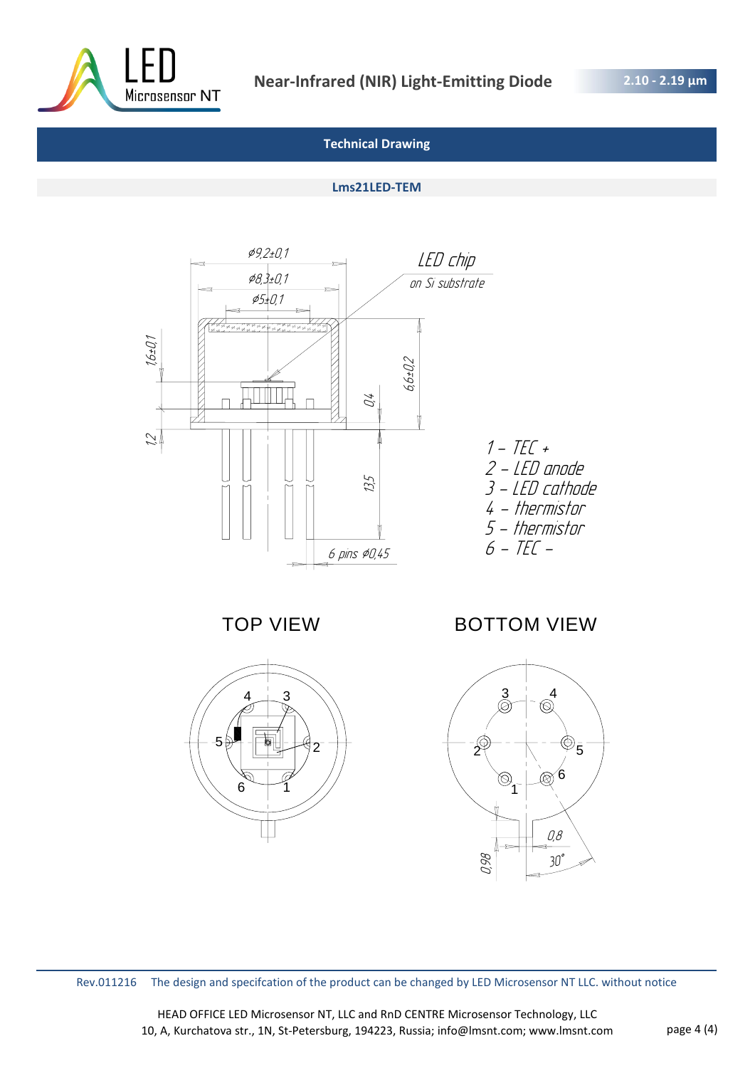## Technical Drawing

### Lms21LED-TEM

ø9,2±0,1

ø8,3±0,1

ø5±0,1

LED chip

on Si substrate

1,6±0,1

6,6±0,2

0,4

1,2

13,5

6 pins ø0,45

1 – TEC +
2 – LED anode
3 – LED cathode
4 – thermistor
5 – thermistor
6 – TEC –

TOP VIEW

4 3
5 2
6 1

BOTTOM VIEW

3 4
2 5
1 6

0,8

0,98

30°

Rev.011216 The design and specifcation of the product can be changed by LED Microsensor NT LLC. without notice

HEAD OFFICE LED Microsensor NT, LLC and RnD CENTRE Microsensor Technology, LLC
10, A, Kurchatova str., 1N, St-Petersburg, 194223, Russia; info@lmsnt.com; www.lmsnt.com